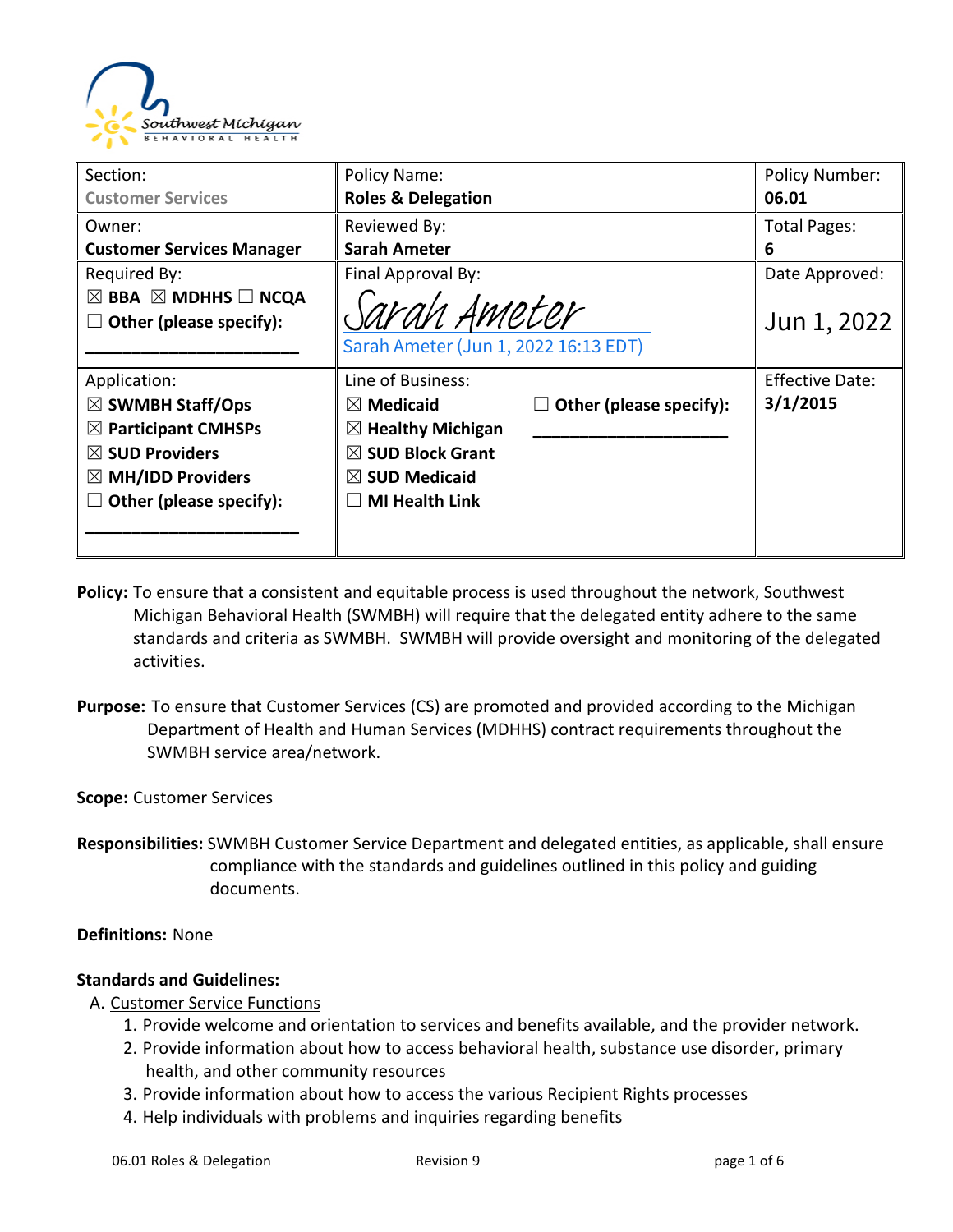| Section: Customer Services | Policy Name: **Roles & Delegation** | Policy Number: **06.01** |
|---|---|---|
| Owner: **Customer Services Manager** | Reviewed By: **Sarah Ameter** | Total Pages: **6** |
| Required By: ☒ **BBA** ☒ **MDHHS** ☐ **NCQA** ☐ **Other (please specify):** ______________________ | Final Approval By: Sarah Ameter — Sarah Ameter (Jun 1, 2022 16:13 EDT) | Date Approved: Jun 1, 2022 |
| Application: ☒ **SWMBH Staff/Ops** ☒ **Participant CMHSPs** ☒ **SUD Providers** ☒ **MH/IDD Providers** ☐ **Other (please specify):** ______________________ | Line of Business: ☒ **Medicaid** ☒ **Healthy Michigan** ☒ **SUD Block Grant** ☒ **SUD Medicaid** ☐ **MI Health Link** ☐ **Other (please specify):** ____________________ | Effective Date: **3/1/2015** |

**Policy:** To ensure that a consistent and equitable process is used throughout the network, Southwest Michigan Behavioral Health (SWMBH) will require that the delegated entity adhere to the same standards and criteria as SWMBH. SWMBH will provide oversight and monitoring of the delegated activities.

**Purpose:** To ensure that Customer Services (CS) are promoted and provided according to the Michigan Department of Health and Human Services (MDHHS) contract requirements throughout the SWMBH service area/network.

**Scope:** Customer Services

**Responsibilities:** SWMBH Customer Service Department and delegated entities, as applicable, shall ensure compliance with the standards and guidelines outlined in this policy and guiding documents.

**Definitions:** None

**Standards and Guidelines:**

A. Customer Service Functions
   1. Provide welcome and orientation to services and benefits available, and the provider network.
   2. Provide information about how to access behavioral health, substance use disorder, primary health, and other community resources
   3. Provide information about how to access the various Recipient Rights processes
   4. Help individuals with problems and inquiries regarding benefits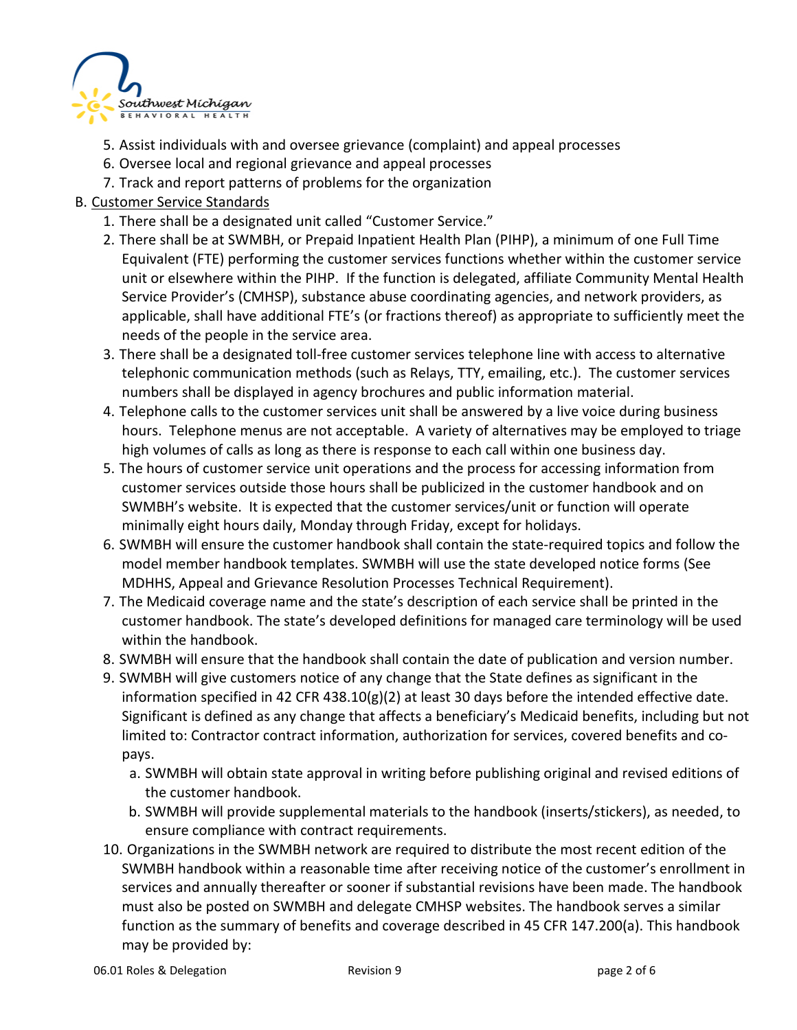5. Assist individuals with and oversee grievance (complaint) and appeal processes
6. Oversee local and regional grievance and appeal processes
7. Track and report patterns of problems for the organization

B. Customer Service Standards

1. There shall be a designated unit called "Customer Service."
2. There shall be at SWMBH, or Prepaid Inpatient Health Plan (PIHP), a minimum of one Full Time Equivalent (FTE) performing the customer services functions whether within the customer service unit or elsewhere within the PIHP. If the function is delegated, affiliate Community Mental Health Service Provider's (CMHSP), substance abuse coordinating agencies, and network providers, as applicable, shall have additional FTE's (or fractions thereof) as appropriate to sufficiently meet the needs of the people in the service area.
3. There shall be a designated toll-free customer services telephone line with access to alternative telephonic communication methods (such as Relays, TTY, emailing, etc.). The customer services numbers shall be displayed in agency brochures and public information material.
4. Telephone calls to the customer services unit shall be answered by a live voice during business hours. Telephone menus are not acceptable. A variety of alternatives may be employed to triage high volumes of calls as long as there is response to each call within one business day.
5. The hours of customer service unit operations and the process for accessing information from customer services outside those hours shall be publicized in the customer handbook and on SWMBH's website. It is expected that the customer services/unit or function will operate minimally eight hours daily, Monday through Friday, except for holidays.
6. SWMBH will ensure the customer handbook shall contain the state-required topics and follow the model member handbook templates. SWMBH will use the state developed notice forms (See MDHHS, Appeal and Grievance Resolution Processes Technical Requirement).
7. The Medicaid coverage name and the state's description of each service shall be printed in the customer handbook. The state's developed definitions for managed care terminology will be used within the handbook.
8. SWMBH will ensure that the handbook shall contain the date of publication and version number.
9. SWMBH will give customers notice of any change that the State defines as significant in the information specified in 42 CFR 438.10(g)(2) at least 30 days before the intended effective date. Significant is defined as any change that affects a beneficiary's Medicaid benefits, including but not limited to: Contractor contract information, authorization for services, covered benefits and co-pays.
   a. SWMBH will obtain state approval in writing before publishing original and revised editions of the customer handbook.
   b. SWMBH will provide supplemental materials to the handbook (inserts/stickers), as needed, to ensure compliance with contract requirements.
10. Organizations in the SWMBH network are required to distribute the most recent edition of the SWMBH handbook within a reasonable time after receiving notice of the customer's enrollment in services and annually thereafter or sooner if substantial revisions have been made. The handbook must also be posted on SWMBH and delegate CMHSP websites. The handbook serves a similar function as the summary of benefits and coverage described in 45 CFR 147.200(a). This handbook may be provided by: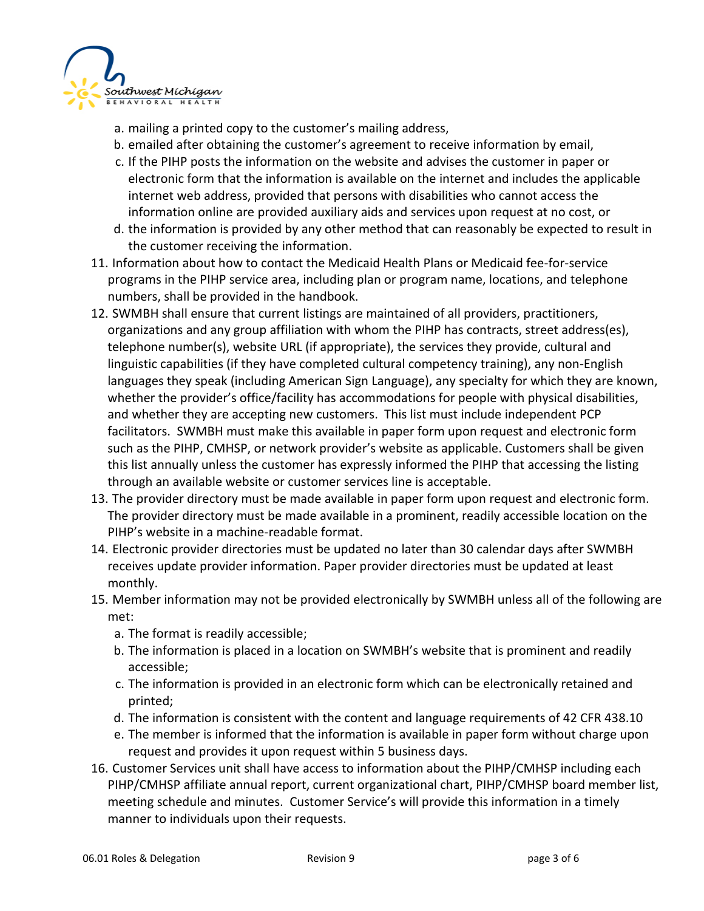a. mailing a printed copy to the customer's mailing address,
b. emailed after obtaining the customer's agreement to receive information by email,
c. If the PIHP posts the information on the website and advises the customer in paper or electronic form that the information is available on the internet and includes the applicable internet web address, provided that persons with disabilities who cannot access the information online are provided auxiliary aids and services upon request at no cost, or
d. the information is provided by any other method that can reasonably be expected to result in the customer receiving the information.

11. Information about how to contact the Medicaid Health Plans or Medicaid fee-for-service programs in the PIHP service area, including plan or program name, locations, and telephone numbers, shall be provided in the handbook.
12. SWMBH shall ensure that current listings are maintained of all providers, practitioners, organizations and any group affiliation with whom the PIHP has contracts, street address(es), telephone number(s), website URL (if appropriate), the services they provide, cultural and linguistic capabilities (if they have completed cultural competency training), any non-English languages they speak (including American Sign Language), any specialty for which they are known, whether the provider's office/facility has accommodations for people with physical disabilities, and whether they are accepting new customers. This list must include independent PCP facilitators. SWMBH must make this available in paper form upon request and electronic form such as the PIHP, CMHSP, or network provider's website as applicable. Customers shall be given this list annually unless the customer has expressly informed the PIHP that accessing the listing through an available website or customer services line is acceptable.
13. The provider directory must be made available in paper form upon request and electronic form. The provider directory must be made available in a prominent, readily accessible location on the PIHP's website in a machine-readable format.
14. Electronic provider directories must be updated no later than 30 calendar days after SWMBH receives update provider information. Paper provider directories must be updated at least monthly.
15. Member information may not be provided electronically by SWMBH unless all of the following are met:
    a. The format is readily accessible;
    b. The information is placed in a location on SWMBH's website that is prominent and readily accessible;
    c. The information is provided in an electronic form which can be electronically retained and printed;
    d. The information is consistent with the content and language requirements of 42 CFR 438.10
    e. The member is informed that the information is available in paper form without charge upon request and provides it upon request within 5 business days.
16. Customer Services unit shall have access to information about the PIHP/CMHSP including each PIHP/CMHSP affiliate annual report, current organizational chart, PIHP/CMHSP board member list, meeting schedule and minutes. Customer Service's will provide this information in a timely manner to individuals upon their requests.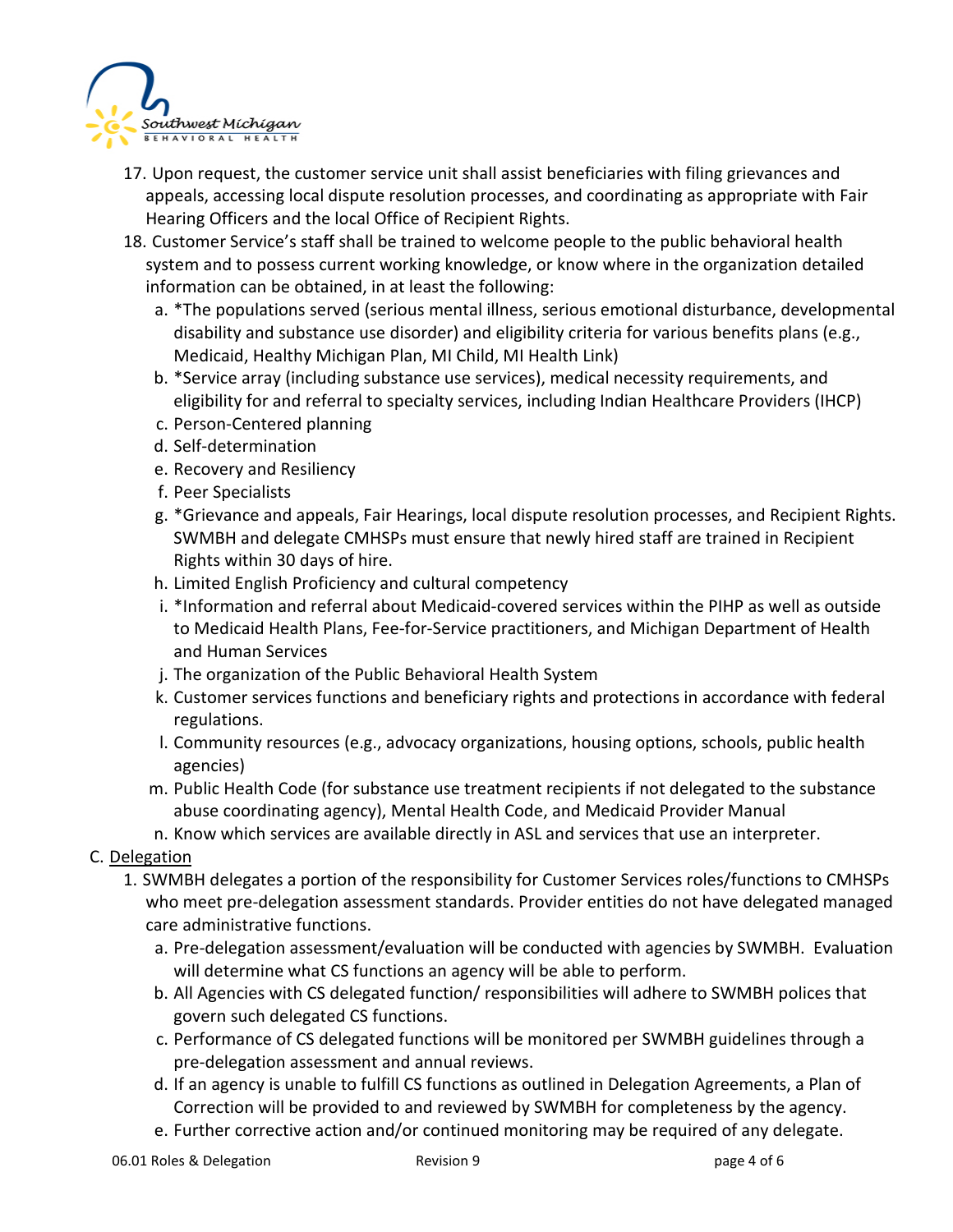17. Upon request, the customer service unit shall assist beneficiaries with filing grievances and appeals, accessing local dispute resolution processes, and coordinating as appropriate with Fair Hearing Officers and the local Office of Recipient Rights.
18. Customer Service's staff shall be trained to welcome people to the public behavioral health system and to possess current working knowledge, or know where in the organization detailed information can be obtained, in at least the following:
    a. *The populations served (serious mental illness, serious emotional disturbance, developmental disability and substance use disorder) and eligibility criteria for various benefits plans (e.g., Medicaid, Healthy Michigan Plan, MI Child, MI Health Link)
    b. *Service array (including substance use services), medical necessity requirements, and eligibility for and referral to specialty services, including Indian Healthcare Providers (IHCP)
    c. Person-Centered planning
    d. Self-determination
    e. Recovery and Resiliency
    f. Peer Specialists
    g. *Grievance and appeals, Fair Hearings, local dispute resolution processes, and Recipient Rights. SWMBH and delegate CMHSPs must ensure that newly hired staff are trained in Recipient Rights within 30 days of hire.
    h. Limited English Proficiency and cultural competency
    i. *Information and referral about Medicaid-covered services within the PIHP as well as outside to Medicaid Health Plans, Fee-for-Service practitioners, and Michigan Department of Health and Human Services
    j. The organization of the Public Behavioral Health System
    k. Customer services functions and beneficiary rights and protections in accordance with federal regulations.
    l. Community resources (e.g., advocacy organizations, housing options, schools, public health agencies)
    m. Public Health Code (for substance use treatment recipients if not delegated to the substance abuse coordinating agency), Mental Health Code, and Medicaid Provider Manual
    n. Know which services are available directly in ASL and services that use an interpreter.

C. <u>Delegation</u>

1. SWMBH delegates a portion of the responsibility for Customer Services roles/functions to CMHSPs who meet pre-delegation assessment standards. Provider entities do not have delegated managed care administrative functions.
    a. Pre-delegation assessment/evaluation will be conducted with agencies by SWMBH. Evaluation will determine what CS functions an agency will be able to perform.
    b. All Agencies with CS delegated function/ responsibilities will adhere to SWMBH polices that govern such delegated CS functions.
    c. Performance of CS delegated functions will be monitored per SWMBH guidelines through a pre-delegation assessment and annual reviews.
    d. If an agency is unable to fulfill CS functions as outlined in Delegation Agreements, a Plan of Correction will be provided to and reviewed by SWMBH for completeness by the agency.
    e. Further corrective action and/or continued monitoring may be required of any delegate.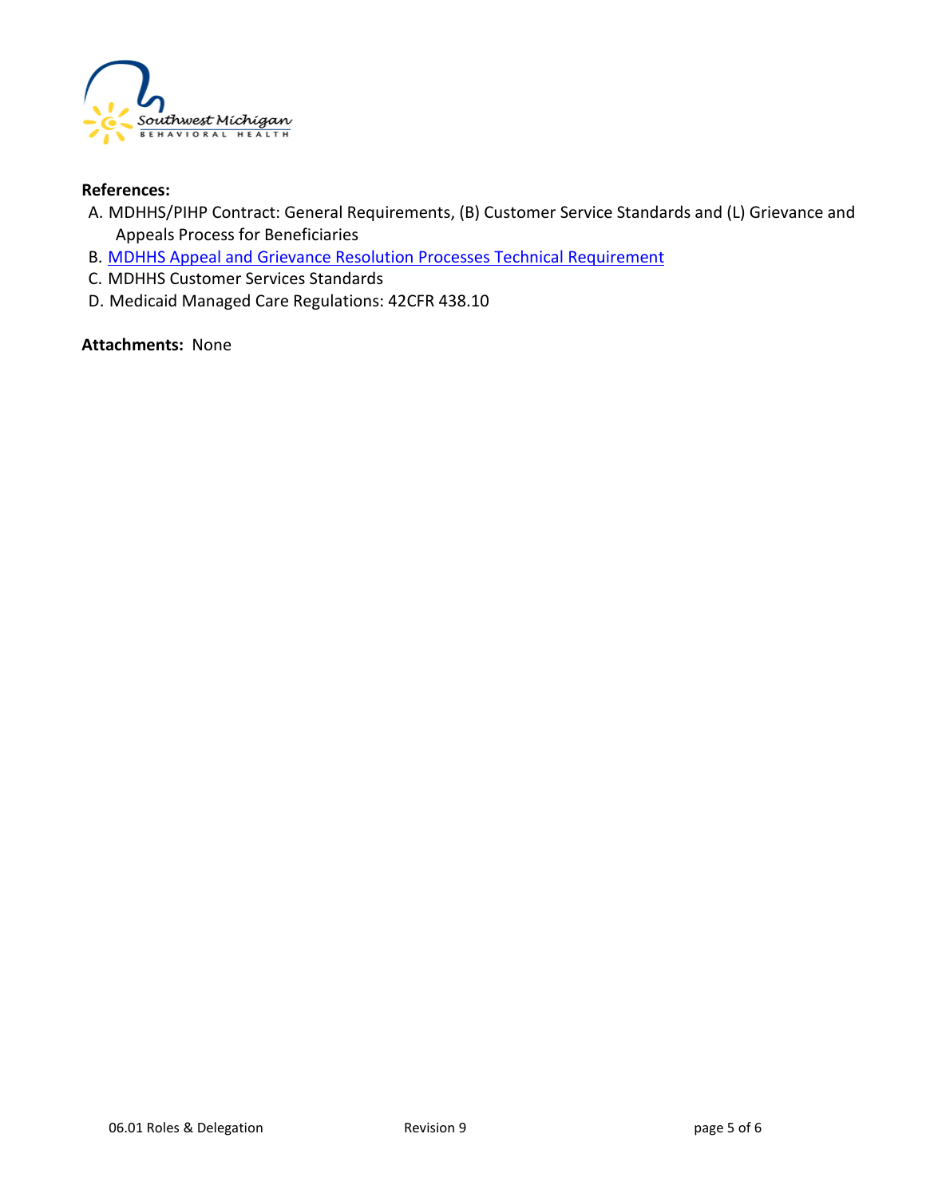**References:**

A. MDHHS/PIHP Contract: General Requirements, (B) Customer Service Standards and (L) Grievance and Appeals Process for Beneficiaries
B. MDHHS Appeal and Grievance Resolution Processes Technical Requirement
C. MDHHS Customer Services Standards
D. Medicaid Managed Care Regulations: 42CFR 438.10

**Attachments:** None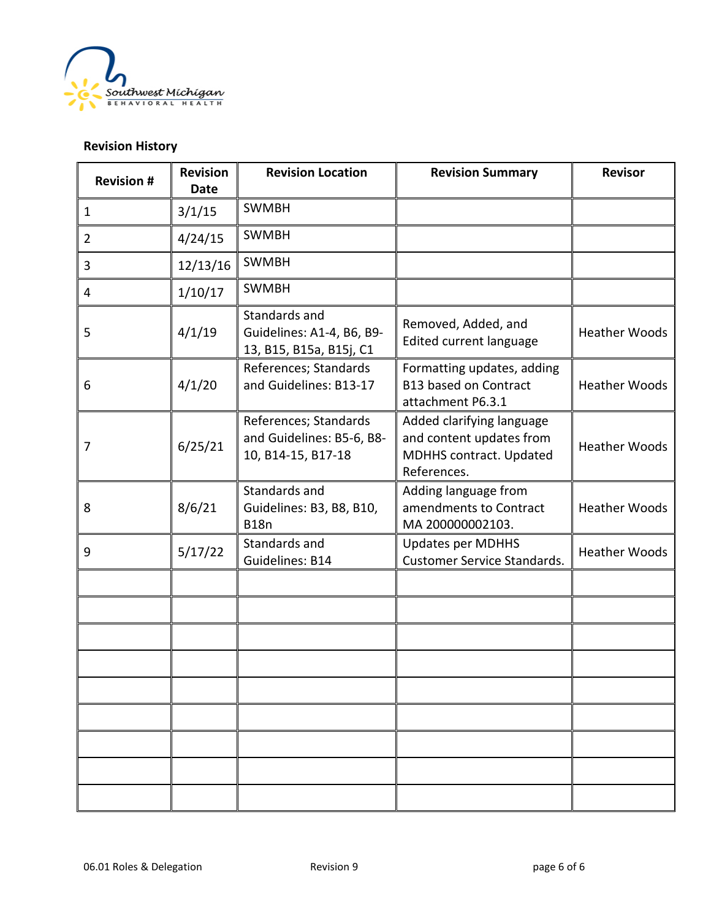**Revision History**

| Revision # | Revision Date | Revision Location | Revision Summary | Revisor |
|---|---|---|---|---|
| 1 | 3/1/15 | SWMBH | | |
| 2 | 4/24/15 | SWMBH | | |
| 3 | 12/13/16 | SWMBH | | |
| 4 | 1/10/17 | SWMBH | | |
| 5 | 4/1/19 | Standards and Guidelines: A1-4, B6, B9-13, B15, B15a, B15j, C1 | Removed, Added, and Edited current language | Heather Woods |
| 6 | 4/1/20 | References; Standards and Guidelines: B13-17 | Formatting updates, adding B13 based on Contract attachment P6.3.1 | Heather Woods |
| 7 | 6/25/21 | References; Standards and Guidelines: B5-6, B8-10, B14-15, B17-18 | Added clarifying language and content updates from MDHHS contract. Updated References. | Heather Woods |
| 8 | 8/6/21 | Standards and Guidelines: B3, B8, B10, B18n | Adding language from amendments to Contract MA 200000002103. | Heather Woods |
| 9 | 5/17/22 | Standards and Guidelines: B14 | Updates per MDHHS Customer Service Standards. | Heather Woods |
| | | | | |
| | | | | |
| | | | | |
| | | | | |
| | | | | |
| | | | | |
| | | | | |
| | | | | |
| | | | | |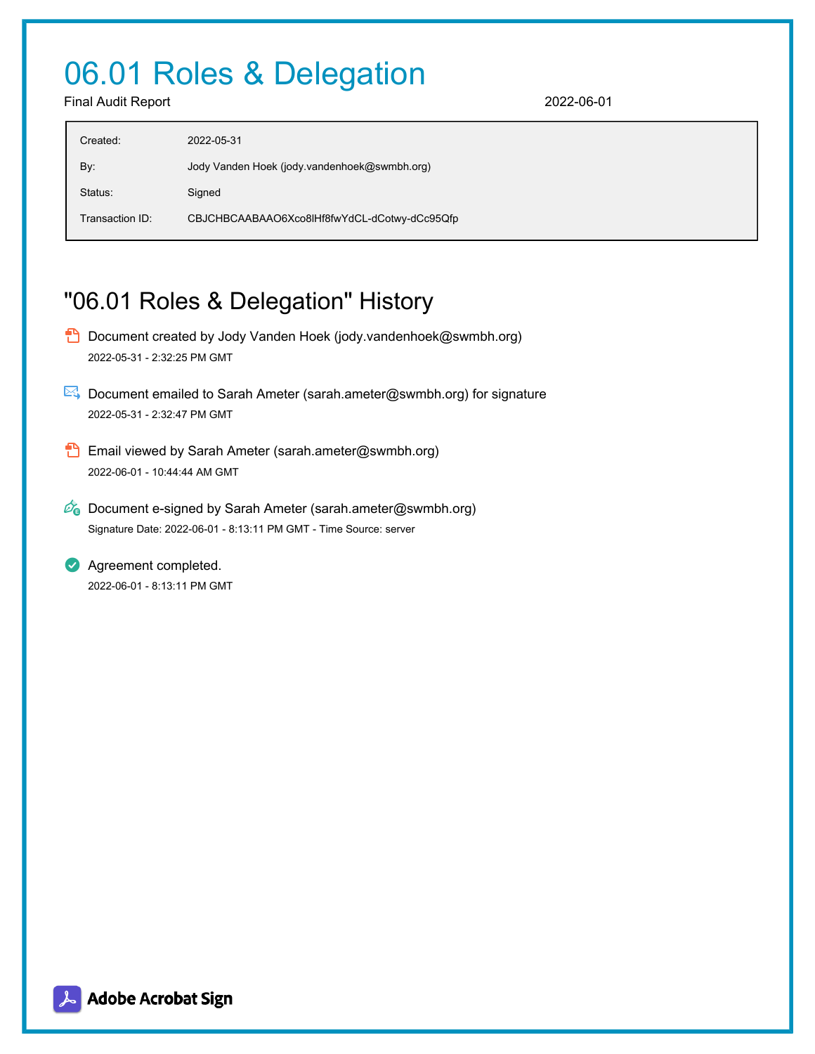# 06.01 Roles & Delegation

Final Audit Report 2022-06-01

| | |
|---|---|
| Created: | 2022-05-31 |
| By: | Jody Vanden Hoek (jody.vandenhoek@swmbh.org) |
| Status: | Signed |
| Transaction ID: | CBJCHBCAABAAO6Xco8lHf8fwYdCL-dCotwy-dCc95Qfp |

## "06.01 Roles & Delegation" History

- Document created by Jody Vanden Hoek (jody.vandenhoek@swmbh.org)
  2022-05-31 - 2:32:25 PM GMT

- Document emailed to Sarah Ameter (sarah.ameter@swmbh.org) for signature
  2022-05-31 - 2:32:47 PM GMT

- Email viewed by Sarah Ameter (sarah.ameter@swmbh.org)
  2022-06-01 - 10:44:44 AM GMT

- Document e-signed by Sarah Ameter (sarah.ameter@swmbh.org)
  Signature Date: 2022-06-01 - 8:13:11 PM GMT - Time Source: server

- Agreement completed.
  2022-06-01 - 8:13:11 PM GMT

Adobe Acrobat Sign